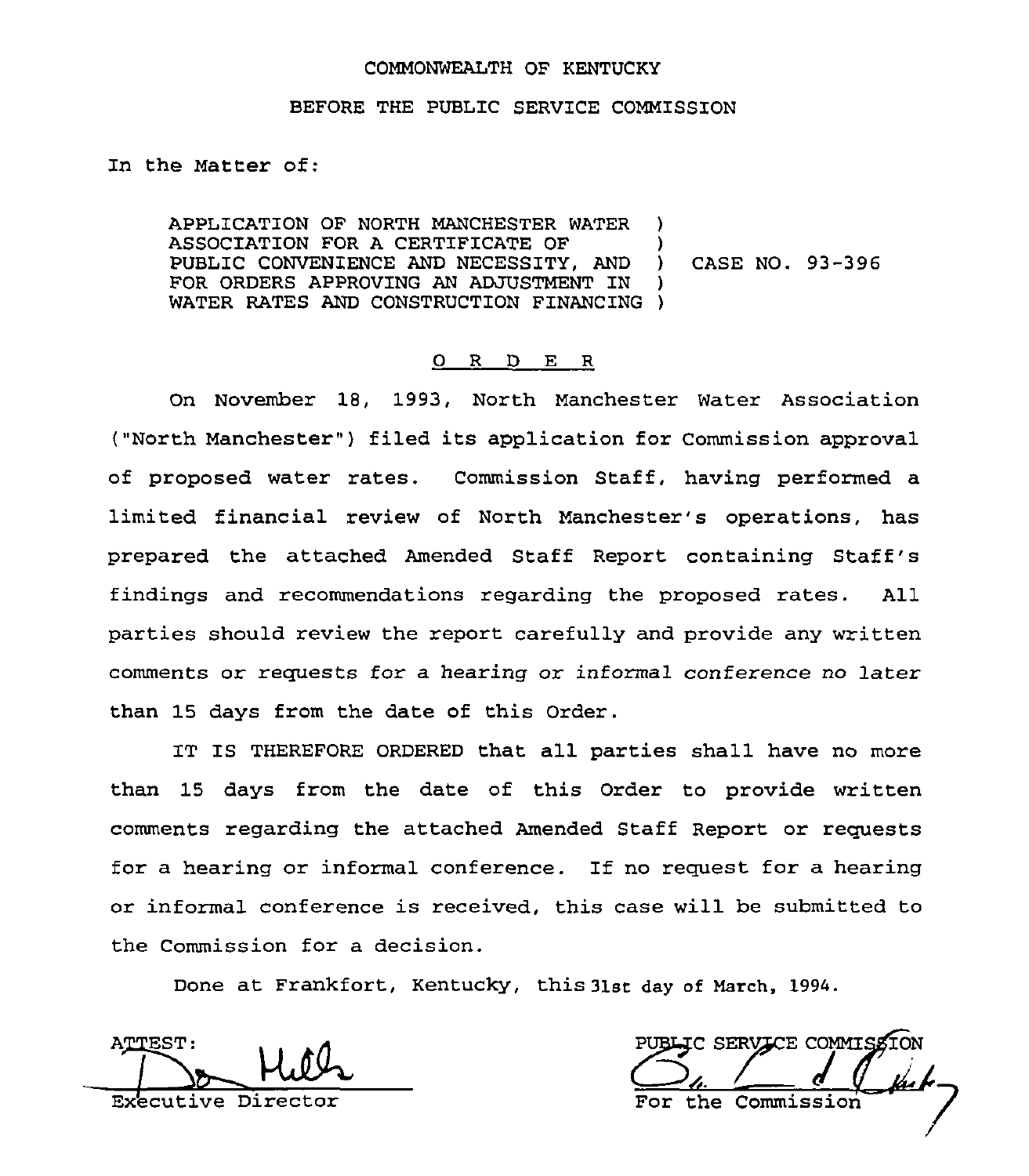COMMONWEALTH OF KENTUCKY

BEFORE THE PUBLIC SERVICE COMMISSION

In the Matter of:

APPLICATION OF NORTH MANCHESTER WATER ASSOCIATION FOR A CERTIFICATE OF PUBLIC CONVENIENCE AND NECESSITY, AND FOR ORDERS APPROVING AN ADJUSTMENT IN WATER RATES AND CONSTRUCTION FINANCING ) CASE NO. 93-396

# O R D E R

On November 18, 1993, North Manchester Water Association ("North Manchester") filed its application for Commission approval of proposed water rates. Commission Staff, having performed a limited financial review of North Manchester's operations, has prepared the attached Amended Staff Report containing Staff's findings and recommendations regarding the proposed rates. All parties should review the report carefully and provide any written comments or requests for a hearing or informal conference no later than 15 days from the date of this Order.

IT IS THEREFORE ORDERED that all parties shall have no more than 15 days from the date of this Order to provide written comments regarding the attached Amended Staff Report or requests for a hearing or informal conference. If no request for a hearing or informal conference is received, this case will be submitted to the Commission for a decision.

Done at Frankfort, Kentucky, this 31st day of March, 1994.

ATTEST:

Executive Director

PUBLIC SERVICE COMMISSION

For the Commission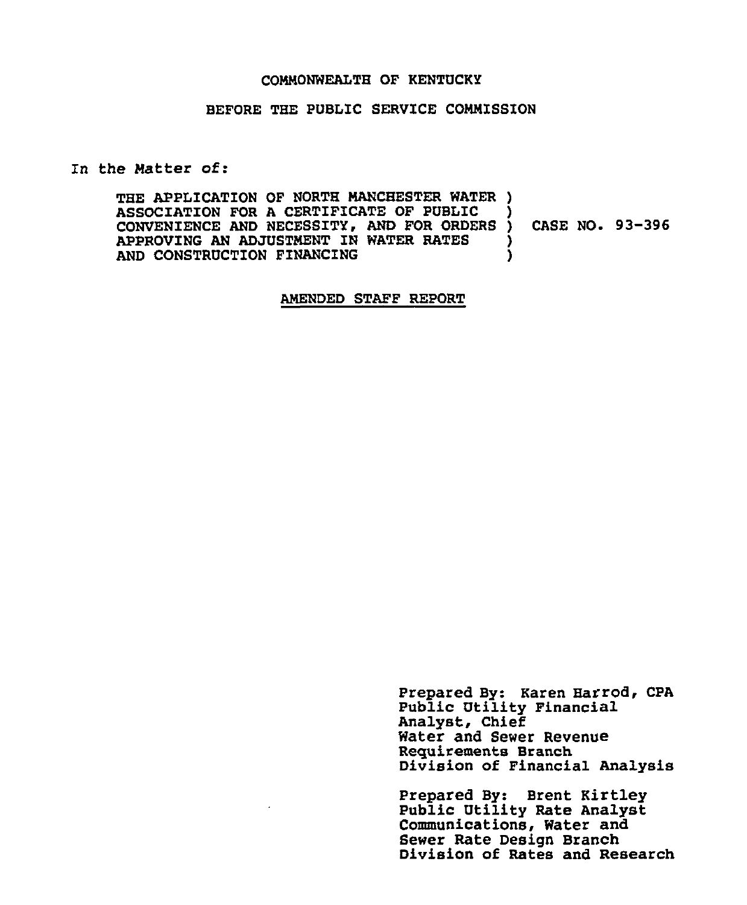COMMONWEALTH OF KENTUCKY

BEFORE THE PUBLIC SERVICE COMMISSION

In the Matter of:

THE APPLICATION OF NORTH MANCHESTER WATER )
ASSOCIATION FOR A CERTIFICATE OF PUBLIC )
CONVENIENCE AND NECESSITY, AND FOR ORDERS ) CASE NO. 93-396
APPROVING AN ADJUSTMENT IN WATER RATES )
AND CONSTRUCTION FINANCING )

AMENDED STAFF REPORT

Prepared By: Karen Harrod, CPA
Public Utility Financial
Analyst, Chief
Water and Sewer Revenue
Requirements Branch
Division of Financial Analysis

Prepared By: Brent Kirtley
Public Utility Rate Analyst
Communications, Water and
Sewer Rate Design Branch
Division of Rates and Research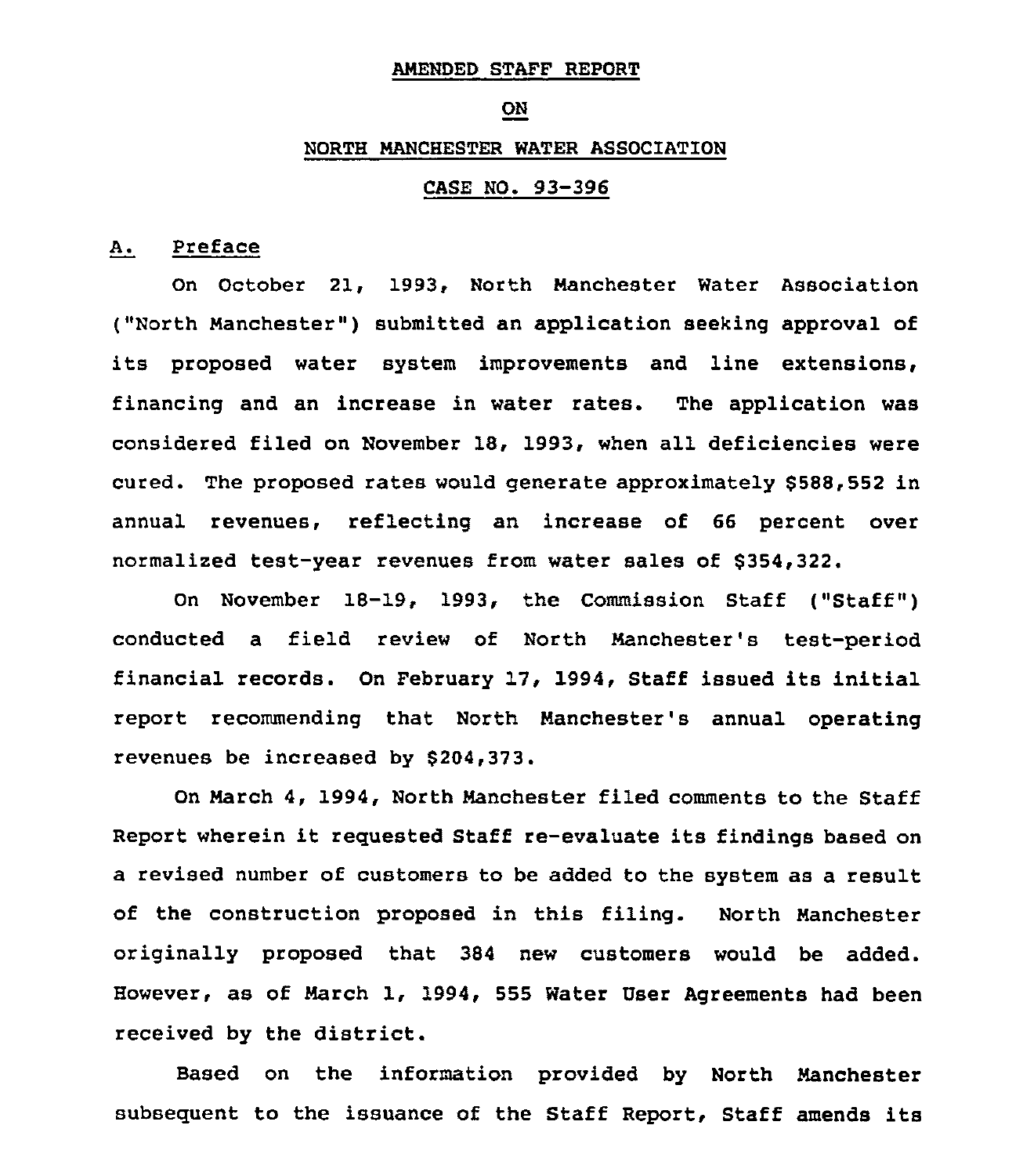AMENDED STAFF REPORT

ON

NORTH MANCHESTER WATER ASSOCIATION

CASE NO. 93-396

## A. Preface

On October 21, 1993, North Manchester Water Association ("North Manchester") submitted an application seeking approval of its proposed water system improvements and line extensions, financing and an increase in water rates. The application was considered filed on November 18, 1993, when all deficiencies were cured. The proposed rates would generate approximately $588,552 in annual revenues, reflecting an increase of 66 percent over normalized test-year revenues from water sales of $354,322.

On November 18-19, 1993, the Commission Staff ("Staff") conducted a field review of North Manchester's test-period financial records. On February 17, 1994, Staff issued its initial report recommending that North Manchester's annual operating revenues be increased by $204,373.

On March 4, 1994, North Manchester filed comments to the Staff Report wherein it requested Staff re-evaluate its findings based on a revised number of customers to be added to the system as a result of the construction proposed in this filing. North Manchester originally proposed that 384 new customers would be added. However, as of March 1, 1994, 555 Water User Agreements had been received by the district.

Based on the information provided by North Manchester subsequent to the issuance of the Staff Report, Staff amends its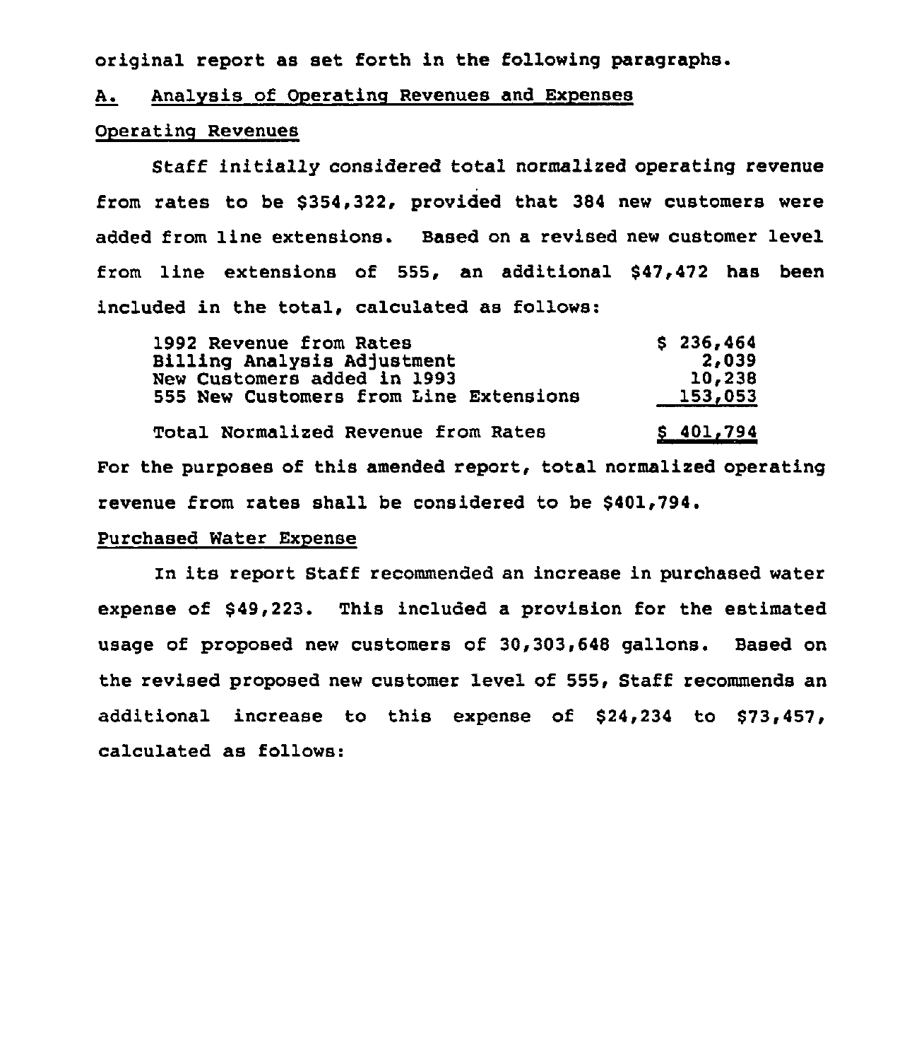original report as set forth in the following paragraphs.

A. Analysis of Operating Revenues and Expenses

Operating Revenues

Staff initially considered total normalized operating revenue from rates to be $354,322, provided that 384 new customers were added from line extensions. Based on a revised new customer level from line extensions of 555, an additional $47,472 has been included in the total, calculated as follows:

| | |
|---|---|
| 1992 Revenue from Rates | $ 236,464 |
| Billing Analysis Adjustment | 2,039 |
| New Customers added in 1993 | 10,238 |
| 555 New Customers from Line Extensions | 153,053 |
| Total Normalized Revenue from Rates | $ 401,794 |

For the purposes of this amended report, total normalized operating revenue from rates shall be considered to be $401,794.

Purchased Water Expense

In its report Staff recommended an increase in purchased water expense of $49,223. This included a provision for the estimated usage of proposed new customers of 30,303,648 gallons. Based on the revised proposed new customer level of 555, Staff recommends an additional increase to this expense of $24,234 to $73,457, calculated as follows: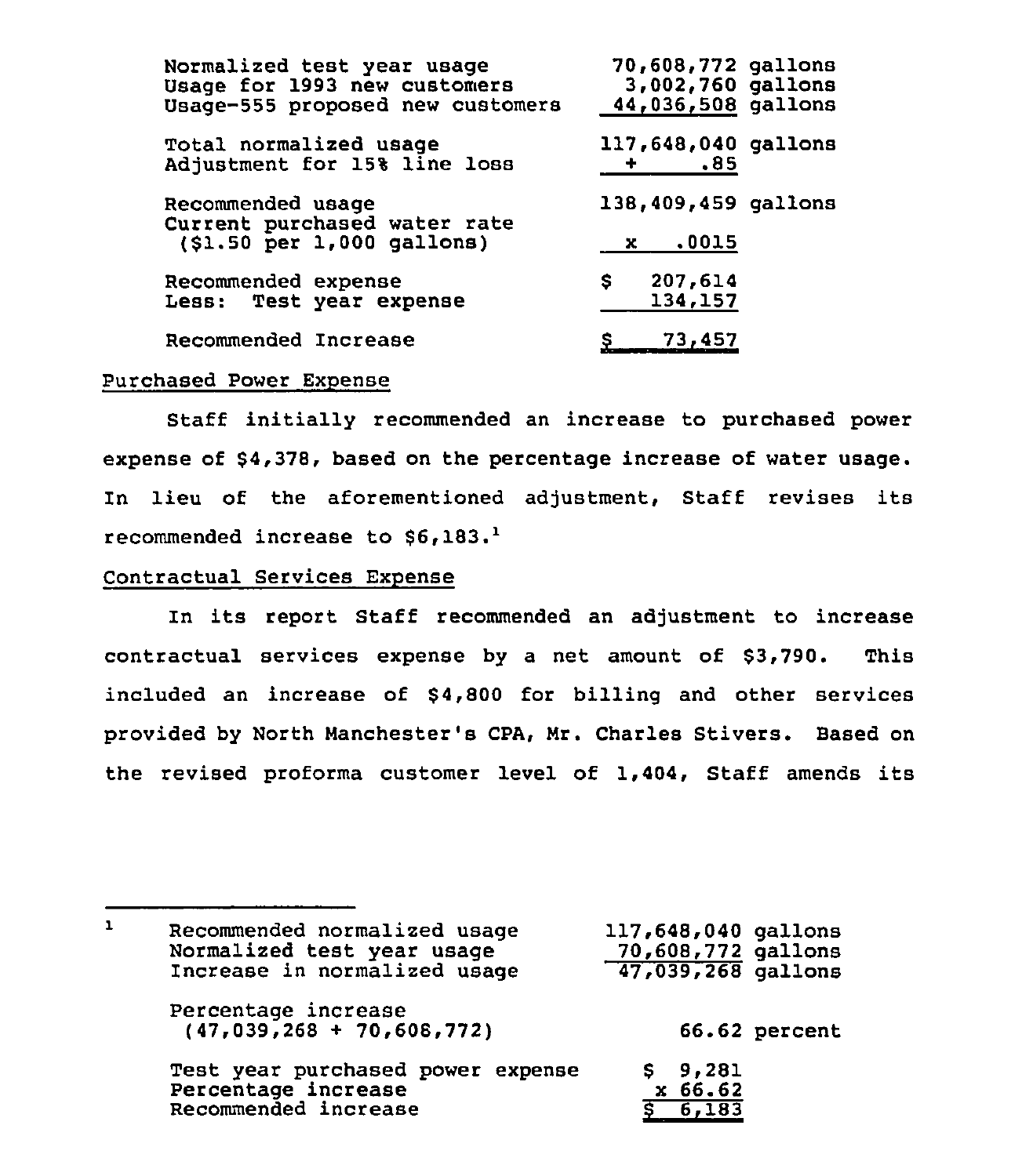| | |
|---|---|
| Normalized test year usage | 70,608,772 gallons |
| Usage for 1993 new customers | 3,002,760 gallons |
| Usage-555 proposed new customers | 44,036,508 gallons |
| Total normalized usage | 117,648,040 gallons |
| Adjustment for 15% line loss | + .85 |
| Recommended usage | 138,409,459 gallons |
| Current purchased water rate ($1.50 per 1,000 gallons) | x .0015 |
| Recommended expense | $ 207,614 |
| Less: Test year expense | 134,157 |
| Recommended Increase | $ 73,457 |

Purchased Power Expense

Staff initially recommended an increase to purchased power expense of $4,378, based on the percentage increase of water usage. In lieu of the aforementioned adjustment, Staff revises its recommended increase to $6,183.[1]

Contractual Services Expense

In its report Staff recommended an adjustment to increase contractual services expense by a net amount of $3,790. This included an increase of $4,800 for billing and other services provided by North Manchester's CPA, Mr. Charles Stivers. Based on the revised proforma customer level of 1,404, Staff amends its

---

[1]

| | |
|---|---|
| Recommended normalized usage | 117,648,040 gallons |
| Normalized test year usage | 70,608,772 gallons |
| Increase in normalized usage | 47,039,268 gallons |
| Percentage increase (47,039,268 + 70,608,772) | 66.62 percent |
| Test year purchased power expense | $ 9,281 |
| Percentage increase | x 66.62 |
| Recommended increase | $ 6,183 |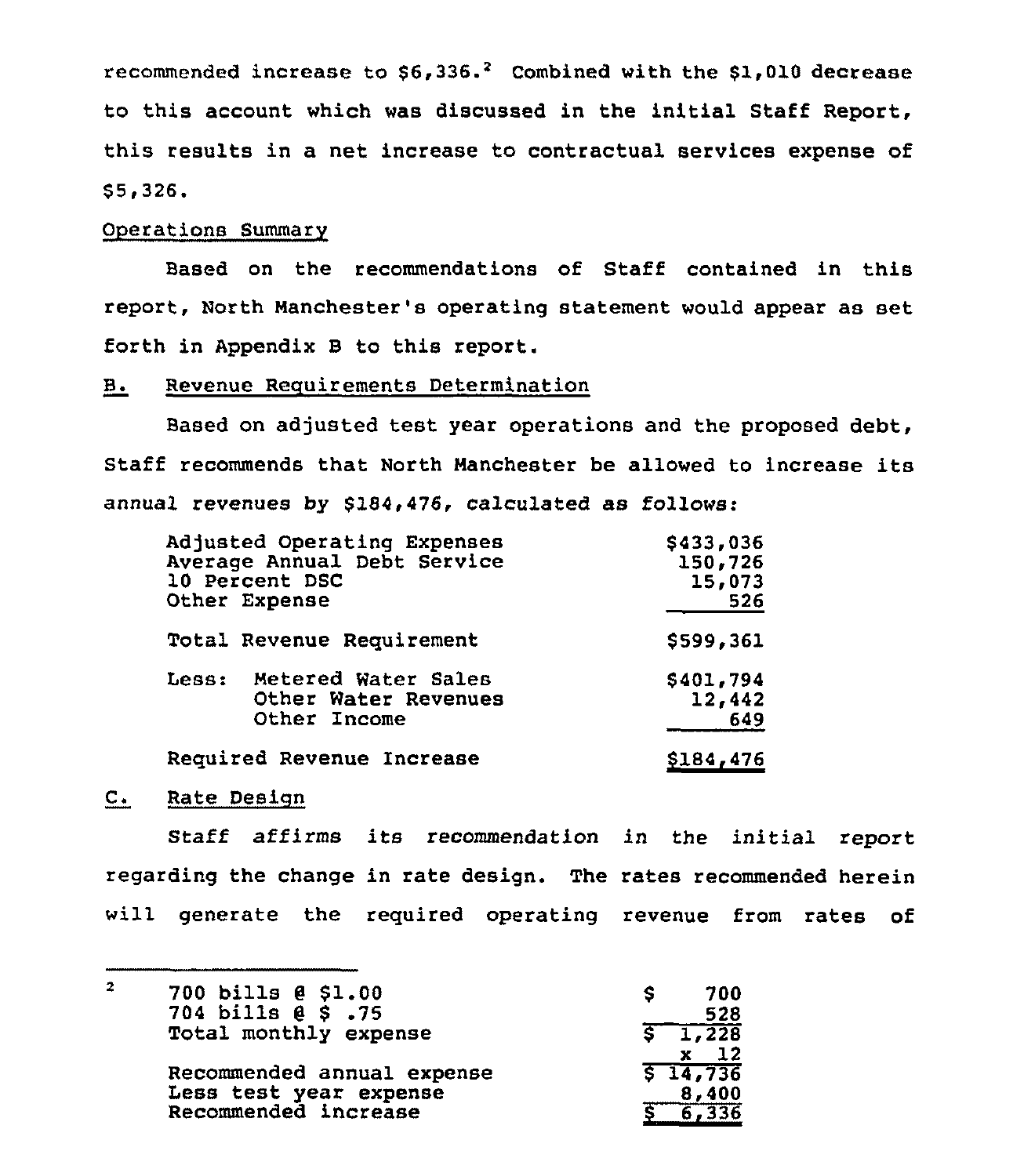recommended increase to $6,336.[2] Combined with the $1,010 decrease to this account which was discussed in the initial Staff Report, this results in a net increase to contractual services expense of $5,326.

Operations Summary

Based on the recommendations of Staff contained in this report, North Manchester's operating statement would appear as set forth in Appendix B to this report.

## B. Revenue Requirements Determination

Based on adjusted test year operations and the proposed debt, Staff recommends that North Manchester be allowed to increase its annual revenues by $184,476, calculated as follows:

| | |
|---|---|
| Adjusted Operating Expenses | $433,036 |
| Average Annual Debt Service | 150,726 |
| 10 Percent DSC | 15,073 |
| Other Expense | 526 |
| Total Revenue Requirement | $599,361 |
| Less: Metered Water Sales | $401,794 |
| Other Water Revenues | 12,442 |
| Other Income | 649 |
| Required Revenue Increase | $184,476 |

## C. Rate Design

Staff affirms its recommendation in the initial report regarding the change in rate design. The rates recommended herein will generate the required operating revenue from rates of

---

[2]

| | |
|---|---|
| 700 bills @ $1.00 | $ 700 |
| 704 bills @ $ .75 | 528 |
| Total monthly expense | $ 1,228 |
| | x 12 |
| Recommended annual expense | $ 14,736 |
| Less test year expense | 8,400 |
| Recommended increase | $ 6,336 |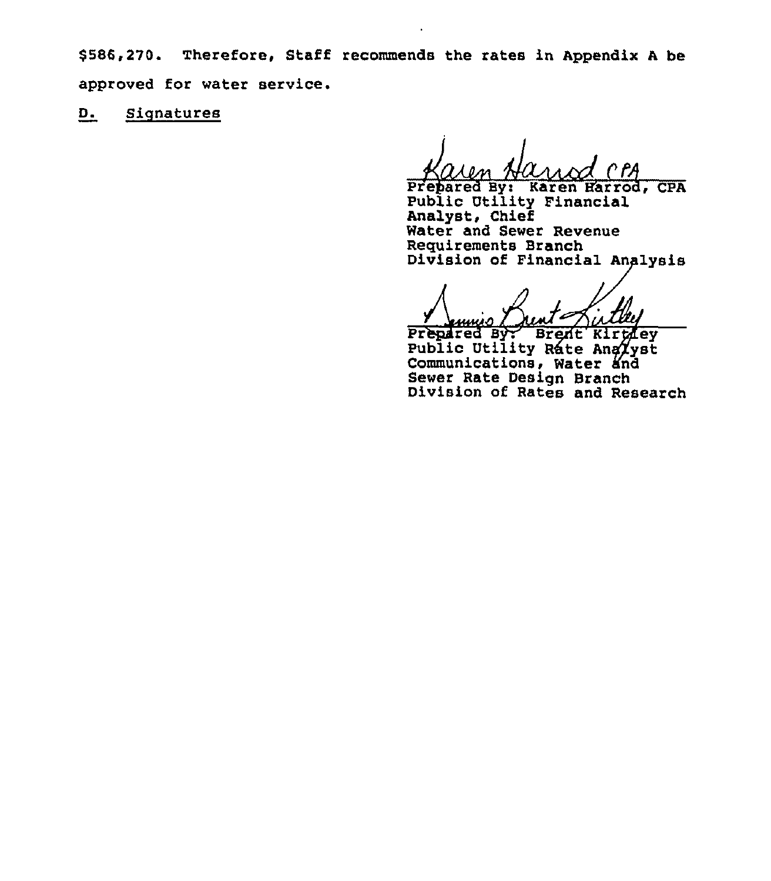$586,270. Therefore, Staff recommends the rates in Appendix A be approved for water service.

## D. Signatures

Karen Harrod CPA

Prepared By: Karen Harrod, CPA
Public Utility Financial
Analyst, Chief
Water and Sewer Revenue
Requirements Branch
Division of Financial Analysis

Dennis Brent Kirtley

Prepared By: Brent Kirtley
Public Utility Rate Analyst
Communications, Water and
Sewer Rate Design Branch
Division of Rates and Research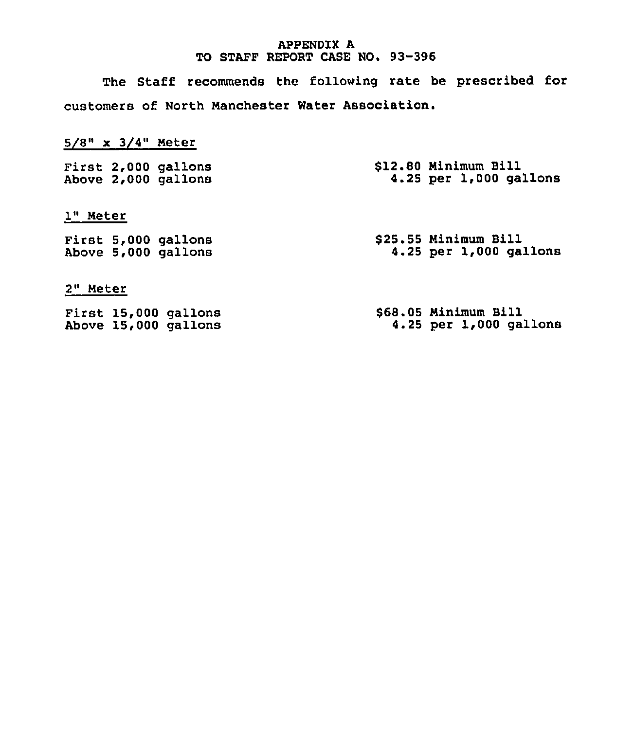# APPENDIX A
# TO STAFF REPORT CASE NO. 93-396

The Staff recommends the following rate be prescribed for customers of North Manchester Water Association.

<u>5/8" x 3/4" Meter</u>

| | |
|---|---|
| First 2,000 gallons | $12.80 Minimum Bill |
| Above 2,000 gallons | 4.25 per 1,000 gallons |

<u>1" Meter</u>

| | |
|---|---|
| First 5,000 gallons | $25.55 Minimum Bill |
| Above 5,000 gallons | 4.25 per 1,000 gallons |

<u>2" Meter</u>

| | |
|---|---|
| First 15,000 gallons | $68.05 Minimum Bill |
| Above 15,000 gallons | 4.25 per 1,000 gallons |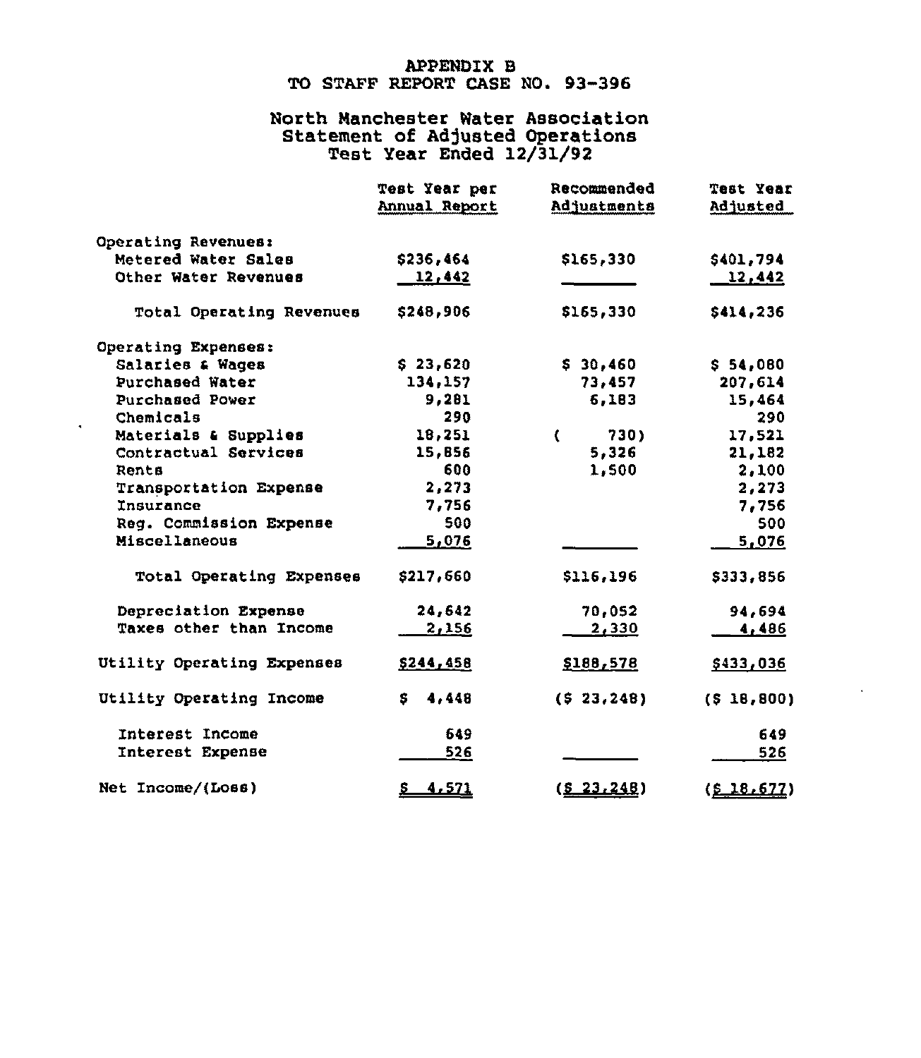APPENDIX B
TO STAFF REPORT CASE NO. 93-396

North Manchester Water Association
Statement of Adjusted Operations
Test Year Ended 12/31/92

| | Test Year per Annual Report | Recommended Adjustments | Test Year Adjusted |
|---|---|---|---|
| Operating Revenues: | | | |
| Metered Water Sales | $236,464 | $165,330 | $401,794 |
| Other Water Revenues | 12,442 | | 12,442 |
| Total Operating Revenues | $248,906 | $165,330 | $414,236 |
| Operating Expenses: | | | |
| Salaries & Wages | $ 23,620 | $ 30,460 | $ 54,080 |
| Purchased Water | 134,157 | 73,457 | 207,614 |
| Purchased Power | 9,281 | 6,183 | 15,464 |
| Chemicals | 290 | | 290 |
| Materials & Supplies | 18,251 | ( 730) | 17,521 |
| Contractual Services | 15,856 | 5,326 | 21,182 |
| Rents | 600 | 1,500 | 2,100 |
| Transportation Expense | 2,273 | | 2,273 |
| Insurance | 7,756 | | 7,756 |
| Reg. Commission Expense | 500 | | 500 |
| Miscellaneous | 5,076 | | 5,076 |
| Total Operating Expenses | $217,660 | $116,196 | $333,856 |
| Depreciation Expense | 24,642 | 70,052 | 94,694 |
| Taxes other than Income | 2,156 | 2,330 | 4,486 |
| Utility Operating Expenses | $244,458 | $188,578 | $433,036 |
| Utility Operating Income | $ 4,448 | ($ 23,248) | ($ 18,800) |
| Interest Income | 649 | | 649 |
| Interest Expense | 526 | | 526 |
| Net Income/(Loss) | $ 4,571 | ($ 23,248) | ($ 18,677) |